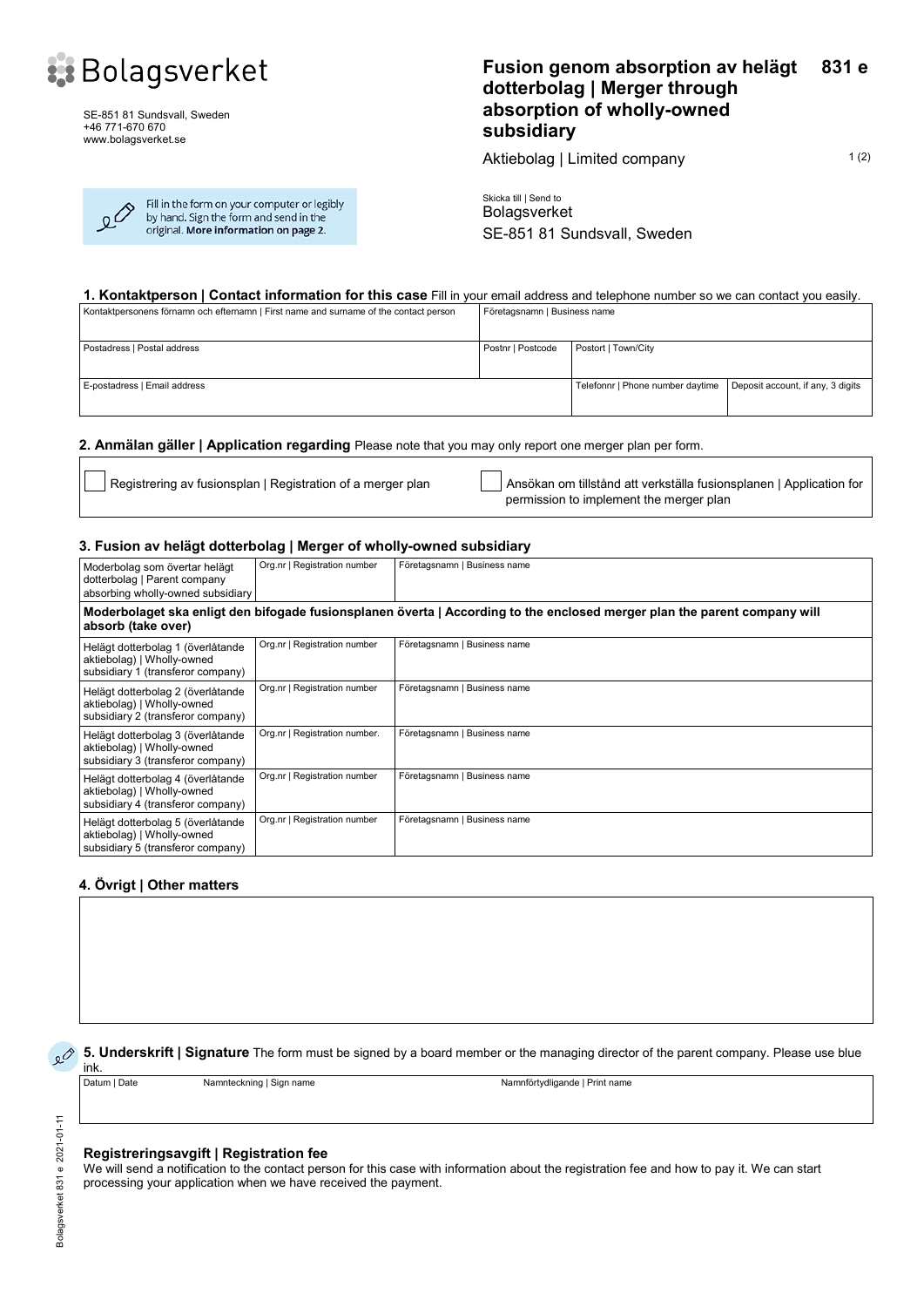Bolagsverket

SE-851 81 Sundsvall, Sweden
+46 771-670 670
www.bolagsverket.se

# Fusion genom absorption av helägt dotterbolag | Merger through absorption of wholly-owned subsidiary 831 e

Aktiebolag | Limited company

Fill in the form on your computer or legibly by hand. Sign the form and send in the original. **More information on page 2.**

Skicka till | Send to
Bolagsverket
SE-851 81 Sundsvall, Sweden

## 1. Kontaktperson | Contact information for this case

Fill in your email address and telephone number so we can contact you easily.

| Kontaktpersonens förnamn och efternamn \| First name and surname of the contact person | Företagsnamn \| Business name | | |
|---|---|---|---|
| Postadress \| Postal address | Postnr \| Postcode | Postort \| Town/City | |
| E-postadress \| Email address | | Telefonnr \| Phone number daytime | Deposit account, if any, 3 digits |

## 2. Anmälan gäller | Application regarding

Please note that you may only report one merger plan per form.

☐ Registrering av fusionsplan | Registration of a merger plan

☐ Ansökan om tillstånd att verkställa fusionsplanen | Application for permission to implement the merger plan

## 3. Fusion av helägt dotterbolag | Merger of wholly-owned subsidiary

| Moderbolag som övertar helägt dotterbolag \| Parent company absorbing wholly-owned subsidiary | Org.nr \| Registration number | Företagsnamn \| Business name |
|---|---|---|
| **Moderbolaget ska enligt den bifogade fusionsplanen överta \| According to the enclosed merger plan the parent company will absorb (take over)** | | |
| Helägt dotterbolag 1 (överlåtande aktiebolag) \| Wholly-owned subsidiary 1 (transferor company) | Org.nr \| Registration number | Företagsnamn \| Business name |
| Helägt dotterbolag 2 (överlåtande aktiebolag) \| Wholly-owned subsidiary 2 (transferor company) | Org.nr \| Registration number | Företagsnamn \| Business name |
| Helägt dotterbolag 3 (överlåtande aktiebolag) \| Wholly-owned subsidiary 3 (transferor company) | Org.nr \| Registration number. | Företagsnamn \| Business name |
| Helägt dotterbolag 4 (överlåtande aktiebolag) \| Wholly-owned subsidiary 4 (transferor company) | Org.nr \| Registration number | Företagsnamn \| Business name |
| Helägt dotterbolag 5 (överlåtande aktiebolag) \| Wholly-owned subsidiary 5 (transferor company) | Org.nr \| Registration number | Företagsnamn \| Business name |

## 4. Övrigt | Other matters

## 5. Underskrift | Signature

The form must be signed by a board member or the managing director of the parent company. Please use blue ink.

| Datum \| Date | Namnteckning \| Sign name | Namnförtydligande \| Print name |
|---|---|---|
| | | |

### Registreringsavgift | Registration fee

We will send a notification to the contact person for this case with information about the registration fee and how to pay it. We can start processing your application when we have received the payment.

Bolagsverket 831 e 2021-01-11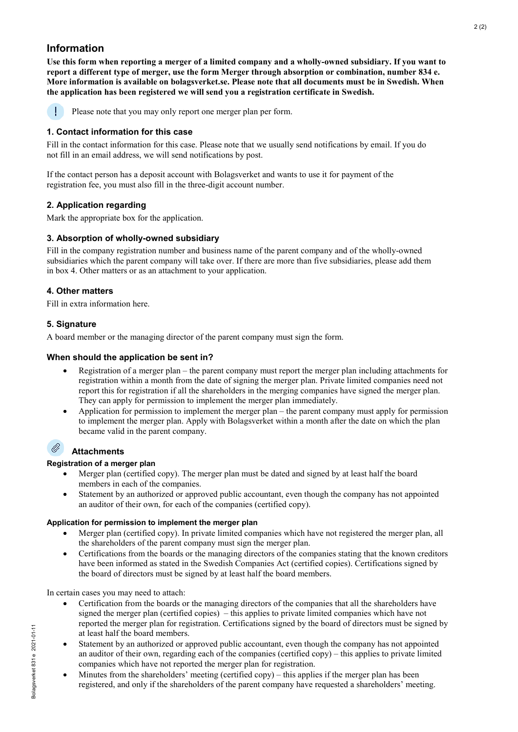## Information

**Use this form when reporting a merger of a limited company and a wholly-owned subsidiary. If you want to report a different type of merger, use the form Merger through absorption or combination, number 834 e. More information is available on bolagsverket.se. Please note that all documents must be in Swedish. When the application has been registered we will send you a registration certificate in Swedish.**

! Please note that you may only report one merger plan per form.

### 1. Contact information for this case

Fill in the contact information for this case. Please note that we usually send notifications by email. If you do not fill in an email address, we will send notifications by post.

If the contact person has a deposit account with Bolagsverket and wants to use it for payment of the registration fee, you must also fill in the three-digit account number.

### 2. Application regarding

Mark the appropriate box for the application.

### 3. Absorption of wholly-owned subsidiary

Fill in the company registration number and business name of the parent company and of the wholly-owned subsidiaries which the parent company will take over. If there are more than five subsidiaries, please add them in box 4. Other matters or as an attachment to your application.

### 4. Other matters

Fill in extra information here.

### 5. Signature

A board member or the managing director of the parent company must sign the form.

### When should the application be sent in?

- Registration of a merger plan – the parent company must report the merger plan including attachments for registration within a month from the date of signing the merger plan. Private limited companies need not report this for registration if all the shareholders in the merging companies have signed the merger plan. They can apply for permission to implement the merger plan immediately.
- Application for permission to implement the merger plan – the parent company must apply for permission to implement the merger plan. Apply with Bolagsverket within a month after the date on which the plan became valid in the parent company.

### Attachments

#### Registration of a merger plan

- Merger plan (certified copy). The merger plan must be dated and signed by at least half the board members in each of the companies.
- Statement by an authorized or approved public accountant, even though the company has not appointed an auditor of their own, for each of the companies (certified copy).

#### Application for permission to implement the merger plan

- Merger plan (certified copy). In private limited companies which have not registered the merger plan, all the shareholders of the parent company must sign the merger plan.
- Certifications from the boards or the managing directors of the companies stating that the known creditors have been informed as stated in the Swedish Companies Act (certified copies). Certifications signed by the board of directors must be signed by at least half the board members.

In certain cases you may need to attach:

- Certification from the boards or the managing directors of the companies that all the shareholders have signed the merger plan (certified copies) – this applies to private limited companies which have not reported the merger plan for registration. Certifications signed by the board of directors must be signed by at least half the board members.
- Statement by an authorized or approved public accountant, even though the company has not appointed an auditor of their own, regarding each of the companies (certified copy) – this applies to private limited companies which have not reported the merger plan for registration.
- Minutes from the shareholders' meeting (certified copy) – this applies if the merger plan has been registered, and only if the shareholders of the parent company have requested a shareholders' meeting.